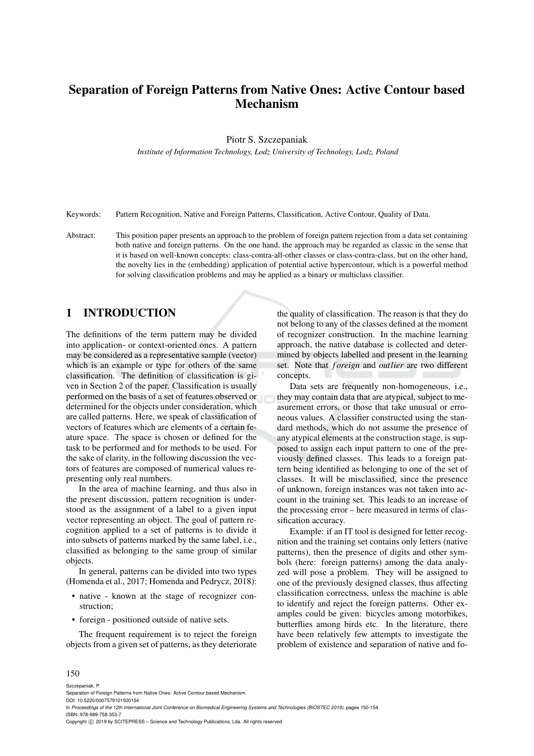# Separation of Foreign Patterns from Native Ones: Active Contour based Mechanism

Piotr S. Szczepaniak

*Institute of Information Technology, Lodz University of Technology, Lodz, Poland*

Keywords: Pattern Recognition, Native and Foreign Patterns, Classification, Active Contour, Quality of Data.

Abstract: This position paper presents an approach to the problem of foreign pattern rejection from a data set containing both native and foreign patterns. On the one hand, the approach may be regarded as classic in the sense that it is based on well-known concepts: class-contra-all-other classes or class-contra-class, but on the other hand, the novelty lies in the (embedding) application of potential active hypercontour, which is a powerful method for solving classification problems and may be applied as a binary or multiclass classifier.

## 1 INTRODUCTION

The definitions of the term pattern may be divided into application- or context-oriented ones. A pattern may be considered as a representative sample (vector) which is an example or type for others of the same classification. The definition of classification is given in Section 2 of the paper. Classification is usually performed on the basis of a set of features observed or determined for the objects under consideration, which are called patterns. Here, we speak of classification of vectors of features which are elements of a certain feature space. The space is chosen or defined for the task to be performed and for methods to be used. For the sake of clarity, in the following discussion the vectors of features are composed of numerical values representing only real numbers.

In the area of machine learning, and thus also in the present discussion, pattern recognition is understood as the assignment of a label to a given input vector representing an object. The goal of pattern recognition applied to a set of patterns is to divide it into subsets of patterns marked by the same label, i.e., classified as belonging to the same group of similar objects.

In general, patterns can be divided into two types (Homenda et al., 2017; Homenda and Pedrycz, 2018):

- native - known at the stage of recognizer construction;
- foreign - positioned outside of native sets.

The frequent requirement is to reject the foreign objects from a given set of patterns, as they deteriorate the quality of classification. The reason is that they do not belong to any of the classes defined at the moment of recognizer construction. In the machine learning approach, the native database is collected and determined by objects labelled and present in the learning set. Note that $foreign$ and $outlier$ are two different concepts.

Data sets are frequently non-homogeneous, i.e., they may contain data that are atypical, subject to measurement errors, or those that take unusual or erroneous values. A classifier constructed using the standard methods, which do not assume the presence of any atypical elements at the construction stage, is supposed to assign each input pattern to one of the previously defined classes. This leads to a foreign pattern being identified as belonging to one of the set of classes. It will be misclassified, since the presence of unknown, foreign instances was not taken into account in the training set. This leads to an increase of the processing error – here measured in terms of classification accuracy.

Example: if an IT tool is designed for letter recognition and the training set contains only letters (native patterns), then the presence of digits and other symbols (here: foreign patterns) among the data analyzed will pose a problem. They will be assigned to one of the previously designed classes, thus affecting classification correctness, unless the machine is able to identify and reject the foreign patterns. Other examples could be given: bicycles among motorbikes, butterflies among birds etc. In the literature, there have been relatively few attempts to investigate the problem of existence and separation of native and fo-

Szczepaniak, P.
Separation of Foreign Patterns from Native Ones: Active Contour based Mechanism.
DOI: 10.5220/0007579101500154
In *Proceedings of the 12th International Joint Conference on Biomedical Engineering Systems and Technologies (BIOSTEC 2019)*, pages 150-154
ISBN: 978-989-758-353-7
Copyright © 2019 by SCITEPRESS – Science and Technology Publications, Lda. All rights reserved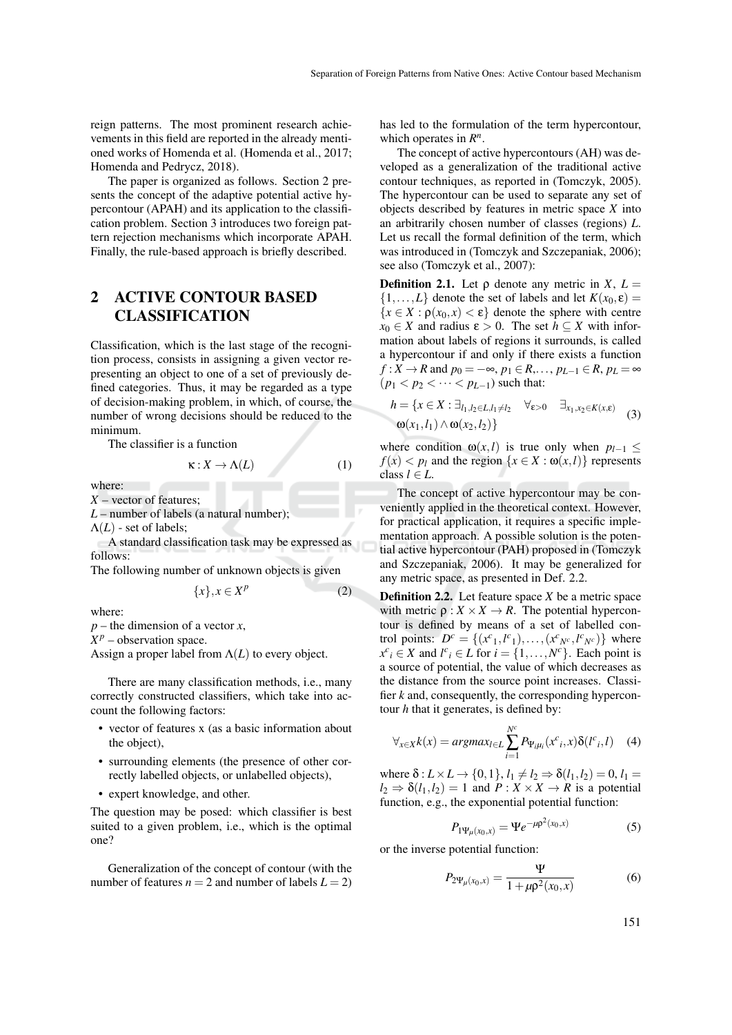reign patterns. The most prominent research achievements in this field are reported in the already mentioned works of Homenda et al. (Homenda et al., 2017; Homenda and Pedrycz, 2018).

The paper is organized as follows. Section 2 presents the concept of the adaptive potential active hypercontour (APAH) and its application to the classification problem. Section 3 introduces two foreign pattern rejection mechanisms which incorporate APAH. Finally, the rule-based approach is briefly described.

## 2 ACTIVE CONTOUR BASED CLASSIFICATION

Classification, which is the last stage of the recognition process, consists in assigning a given vector representing an object to one of a set of previously defined categories. Thus, it may be regarded as a type of decision-making problem, in which, of course, the number of wrong decisions should be reduced to the minimum.

The classifier is a function

$$\kappa : X \to \Lambda(L) \tag{1}$$

where:
$X$ – vector of features;
$L$ – number of labels (a natural number);
$\Lambda(L)$ - set of labels;

A standard classification task may be expressed as follows:
The following number of unknown objects is given

$$\{x\}, x \in X^p \tag{2}$$

where:
$p$ – the dimension of a vector $x$,
$X^p$ – observation space.
Assign a proper label from $\Lambda(L)$ to every object.

There are many classification methods, i.e., many correctly constructed classifiers, which take into account the following factors:

- vector of features x (as a basic information about the object),
- surrounding elements (the presence of other correctly labelled objects, or unlabelled objects),
- expert knowledge, and other.

The question may be posed: which classifier is best suited to a given problem, i.e., which is the optimal one?

Generalization of the concept of contour (with the number of features $n = 2$ and number of labels $L = 2$) has led to the formulation of the term hypercontour, which operates in $R^n$.

The concept of active hypercontours (AH) was developed as a generalization of the traditional active contour techniques, as reported in (Tomczyk, 2005). The hypercontour can be used to separate any set of objects described by features in metric space $X$ into an arbitrarily chosen number of classes (regions) $L$. Let us recall the formal definition of the term, which was introduced in (Tomczyk and Szczepaniak, 2006); see also (Tomczyk et al., 2007):

**Definition 2.1.** Let $\rho$ denote any metric in $X$, $L = \{1, \ldots, L\}$ denote the set of labels and let $K(x_0, \varepsilon) = \{x \in X : \rho(x_0, x) < \varepsilon\}$ denote the sphere with centre $x_0 \in X$ and radius $\varepsilon > 0$. The set $h \subseteq X$ with information about labels of regions it surrounds, is called a hypercontour if and only if there exists a function $f : X \to R$ and $p_0 = -\infty$, $p_1 \in R, \ldots, p_{L-1} \in R$, $p_L = \infty$ $(p_1 < p_2 < \cdots < p_{L-1})$ such that:

$$h = \{x \in X : \exists_{l_1, l_2 \in L, l_1 \neq l_2} \quad \forall_{\varepsilon > 0} \quad \exists_{x_1, x_2 \in K(x, \varepsilon)} \\ \omega(x_1, l_1) \wedge \omega(x_2, l_2)\} \tag{3}$$

where condition $\omega(x, l)$ is true only when $p_{l-1} \leq f(x) < p_l$ and the region $\{x \in X : \omega(x, l)\}$ represents class $l \in L$.

The concept of active hypercontour may be conveniently applied in the theoretical context. However, for practical application, it requires a specific implementation approach. A possible solution is the potential active hypercontour (PAH) proposed in (Tomczyk and Szczepaniak, 2006). It may be generalized for any metric space, as presented in Def. 2.2.

**Definition 2.2.** Let feature space $X$ be a metric space with metric $\rho : X \times X \to R$. The potential hypercontour is defined by means of a set of labelled control points: $D^c = \{(x^c{}_1, l^c{}_1), \ldots, (x^c{}_{N^c}, l^c{}_{N^c})\}$ where $x^c{}_i \in X$ and $l^c{}_i \in L$ for $i = \{1, \ldots, N^c\}$. Each point is a source of potential, the value of which decreases as the distance from the source point increases. Classifier $k$ and, consequently, the corresponding hypercontour $h$ that it generates, is defined by:

$$\forall_{x \in X} k(x) = argmax_{l \in L} \sum_{i=1}^{N^c} P_{\Psi_i \mu_i}(x^c{}_i, x) \delta(l^c{}_i, l) \tag{4}$$

where $\delta : L \times L \to \{0, 1\}$, $l_1 \neq l_2 \Rightarrow \delta(l_1, l_2) = 0$, $l_1 = l_2 \Rightarrow \delta(l_1, l_2) = 1$ and $P : X \times X \to R$ is a potential function, e.g., the exponential potential function:

$$P_{1\Psi_\mu(x_0, x)} = \Psi e^{-\mu \rho^2(x_0, x)} \tag{5}$$

or the inverse potential function:

$$P_{2\Psi_\mu(x_0, x)} = \frac{\Psi}{1 + \mu \rho^2(x_0, x)} \tag{6}$$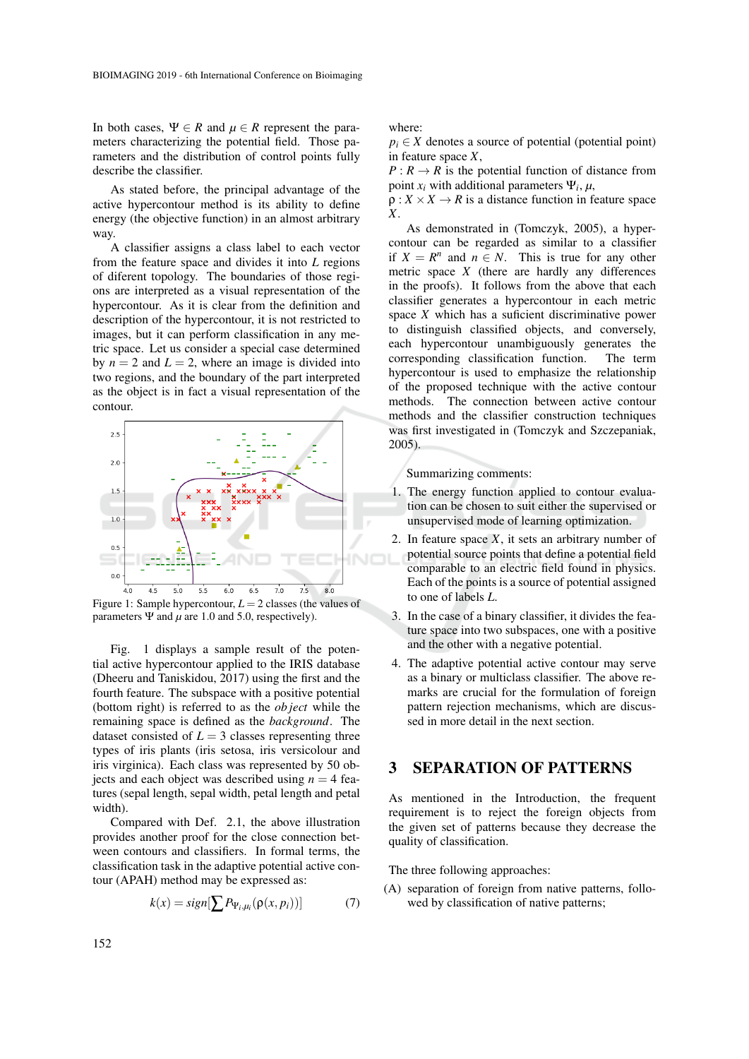In both cases, $\Psi \in R$ and $\mu \in R$ represent the parameters characterizing the potential field. Those parameters and the distribution of control points fully describe the classifier.

As stated before, the principal advantage of the active hypercontour method is its ability to define energy (the objective function) in an almost arbitrary way.

A classifier assigns a class label to each vector from the feature space and divides it into $L$ regions of diferent topology. The boundaries of those regions are interpreted as a visual representation of the hypercontour. As it is clear from the definition and description of the hypercontour, it is not restricted to images, but it can perform classification in any metric space. Let us consider a special case determined by $n = 2$ and $L = 2$, where an image is divided into two regions, and the boundary of the part interpreted as the object is in fact a visual representation of the contour.

Figure 1: Sample hypercontour, $L = 2$ classes (the values of parameters $\Psi$ and $\mu$ are 1.0 and 5.0, respectively).

Fig. 1 displays a sample result of the potential active hypercontour applied to the IRIS database (Dheeru and Taniskidou, 2017) using the first and the fourth feature. The subspace with a positive potential (bottom right) is referred to as the *object* while the remaining space is defined as the *background*. The dataset consisted of $L = 3$ classes representing three types of iris plants (iris setosa, iris versicolour and iris virginica). Each class was represented by 50 objects and each object was described using $n = 4$ features (sepal length, sepal width, petal length and petal width).

Compared with Def. 2.1, the above illustration provides another proof for the close connection between contours and classifiers. In formal terms, the classification task in the adaptive potential active contour (APAH) method may be expressed as:

$$k(x) = sign[\sum P_{\Psi_i, \mu_i}(\rho(x, p_i))] \tag{7}$$

where:
$p_i \in X$ denotes a source of potential (potential point) in feature space $X$,
$P : R \to R$ is the potential function of distance from point $x_i$ with additional parameters $\Psi_i$, $\mu$,
$\rho : X \times X \to R$ is a distance function in feature space $X$.

As demonstrated in (Tomczyk, 2005), a hypercontour can be regarded as similar to a classifier if $X = R^n$ and $n \in N$. This is true for any other metric space $X$ (there are hardly any differences in the proofs). It follows from the above that each classifier generates a hypercontour in each metric space $X$ which has a suficient discriminative power to distinguish classified objects, and conversely, each hypercontour unambiguously generates the corresponding classification function. The term hypercontour is used to emphasize the relationship of the proposed technique with the active contour methods. The connection between active contour methods and the classifier construction techniques was first investigated in (Tomczyk and Szczepaniak, 2005).

Summarizing comments:

1. The energy function applied to contour evaluation can be chosen to suit either the supervised or unsupervised mode of learning optimization.
2. In feature space $X$, it sets an arbitrary number of potential source points that define a potential field comparable to an electric field found in physics. Each of the points is a source of potential assigned to one of labels $L$.
3. In the case of a binary classifier, it divides the feature space into two subspaces, one with a positive and the other with a negative potential.
4. The adaptive potential active contour may serve as a binary or multiclass classifier. The above remarks are crucial for the formulation of foreign pattern rejection mechanisms, which are discussed in more detail in the next section.

## 3 SEPARATION OF PATTERNS

As mentioned in the Introduction, the frequent requirement is to reject the foreign objects from the given set of patterns because they decrease the quality of classification.

The three following approaches:

(A) separation of foreign from native patterns, followed by classification of native patterns;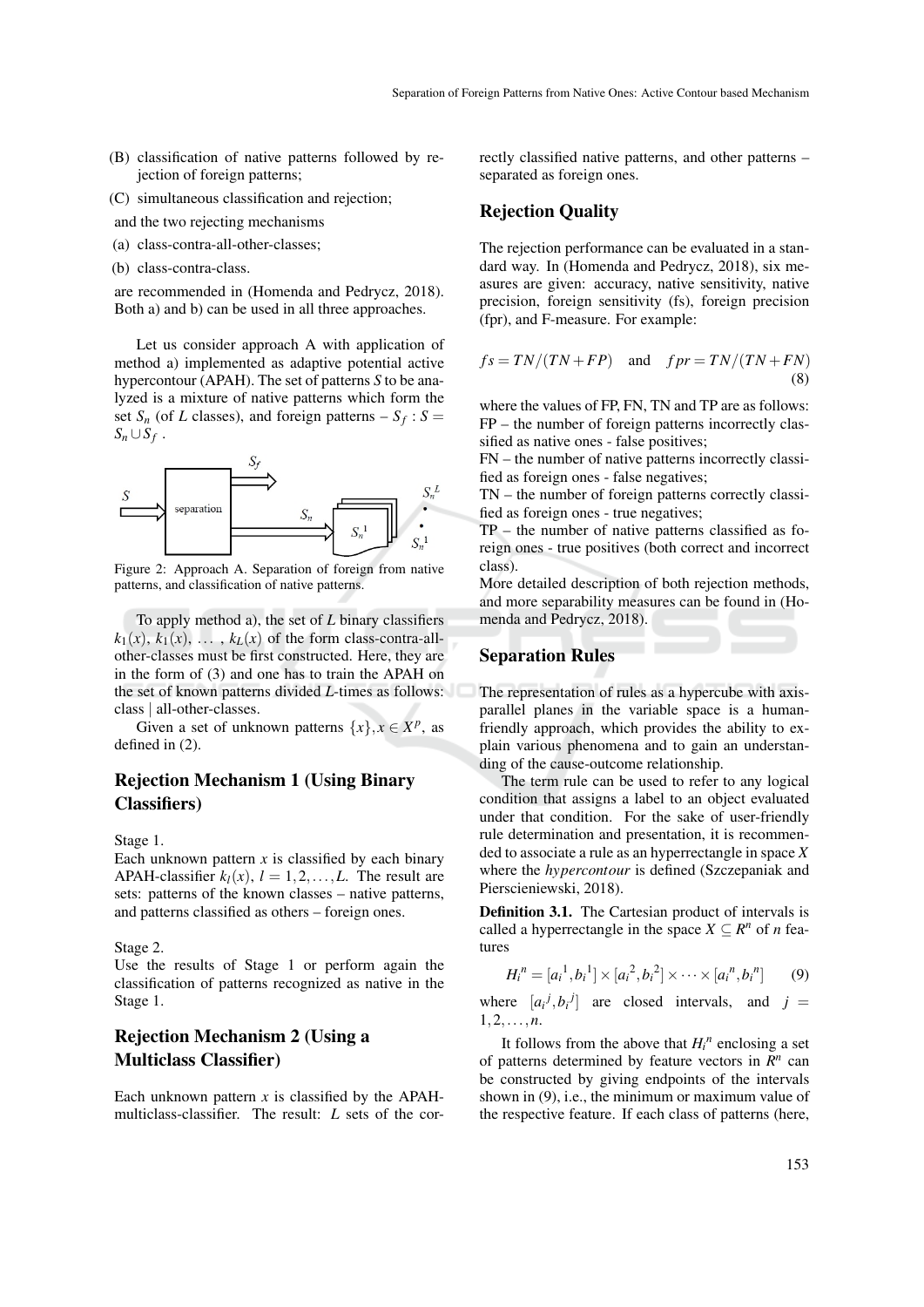(B) classification of native patterns followed by rejection of foreign patterns;

(C) simultaneous classification and rejection;

and the two rejecting mechanisms

(a) class-contra-all-other-classes;

(b) class-contra-class.

are recommended in (Homenda and Pedrycz, 2018). Both a) and b) can be used in all three approaches.

Let us consider approach A with application of method a) implemented as adaptive potential active hypercontour (APAH). The set of patterns $S$ to be analyzed is a mixture of native patterns which form the set $S_n$ (of $L$ classes), and foreign patterns – $S_f : S = S_n \cup S_f$ .

Figure 2: Approach A. Separation of foreign from native patterns, and classification of native patterns.

To apply method a), the set of $L$ binary classifiers $k_1(x)$, $k_1(x)$, $\ldots$ , $k_L(x)$ of the form class-contra-all-other-classes must be first constructed. Here, they are in the form of (3) and one has to train the APAH on the set of known patterns divided $L$-times as follows: class | all-other-classes.

Given a set of unknown patterns $\{x\}, x \in X^p$, as defined in (2).

## Rejection Mechanism 1 (Using Binary Classifiers)

Stage 1.
Each unknown pattern $x$ is classified by each binary APAH-classifier $k_l(x)$, $l = 1, 2, \ldots, L$. The result are sets: patterns of the known classes – native patterns, and patterns classified as others – foreign ones.

Stage 2.
Use the results of Stage 1 or perform again the classification of patterns recognized as native in the Stage 1.

## Rejection Mechanism 2 (Using a Multiclass Classifier)

Each unknown pattern $x$ is classified by the APAH-multiclass-classifier. The result: $L$ sets of the correctly classified native patterns, and other patterns – separated as foreign ones.

## Rejection Quality

The rejection performance can be evaluated in a standard way. In (Homenda and Pedrycz, 2018), six measures are given: accuracy, native sensitivity, native precision, foreign sensitivity (fs), foreign precision (fpr), and F-measure. For example:

$$fs = TN/(TN + FP) \quad \text{and} \quad fpr = TN/(TN + FN) \tag{8}$$

where the values of FP, FN, TN and TP are as follows:
FP – the number of foreign patterns incorrectly classified as native ones - false positives;
FN – the number of native patterns incorrectly classified as foreign ones - false negatives;
TN – the number of foreign patterns correctly classified as foreign ones - true negatives;
TP – the number of native patterns classified as foreign ones - true positives (both correct and incorrect class).
More detailed description of both rejection methods, and more separability measures can be found in (Homenda and Pedrycz, 2018).

## Separation Rules

The representation of rules as a hypercube with axis-parallel planes in the variable space is a human-friendly approach, which provides the ability to explain various phenomena and to gain an understanding of the cause-outcome relationship.

The term rule can be used to refer to any logical condition that assigns a label to an object evaluated under that condition. For the sake of user-friendly rule determination and presentation, it is recommended to associate a rule as an hyperrectangle in space $X$ where the *hypercontour* is defined (Szczepaniak and Pierscieniewski, 2018).

**Definition 3.1.** The Cartesian product of intervals is called a hyperrectangle in the space $X \subseteq R^n$ of $n$ features

$$H_i^n = [a_i^1, b_i^1] \times [a_i^2, b_i^2] \times \cdots \times [a_i^n, b_i^n] \tag{9}$$

where $[a_i^j, b_i^j]$ are closed intervals, and $j = 1, 2, \ldots, n$.

It follows from the above that $H_i^n$ enclosing a set of patterns determined by feature vectors in $R^n$ can be constructed by giving endpoints of the intervals shown in (9), i.e., the minimum or maximum value of the respective feature. If each class of patterns (here,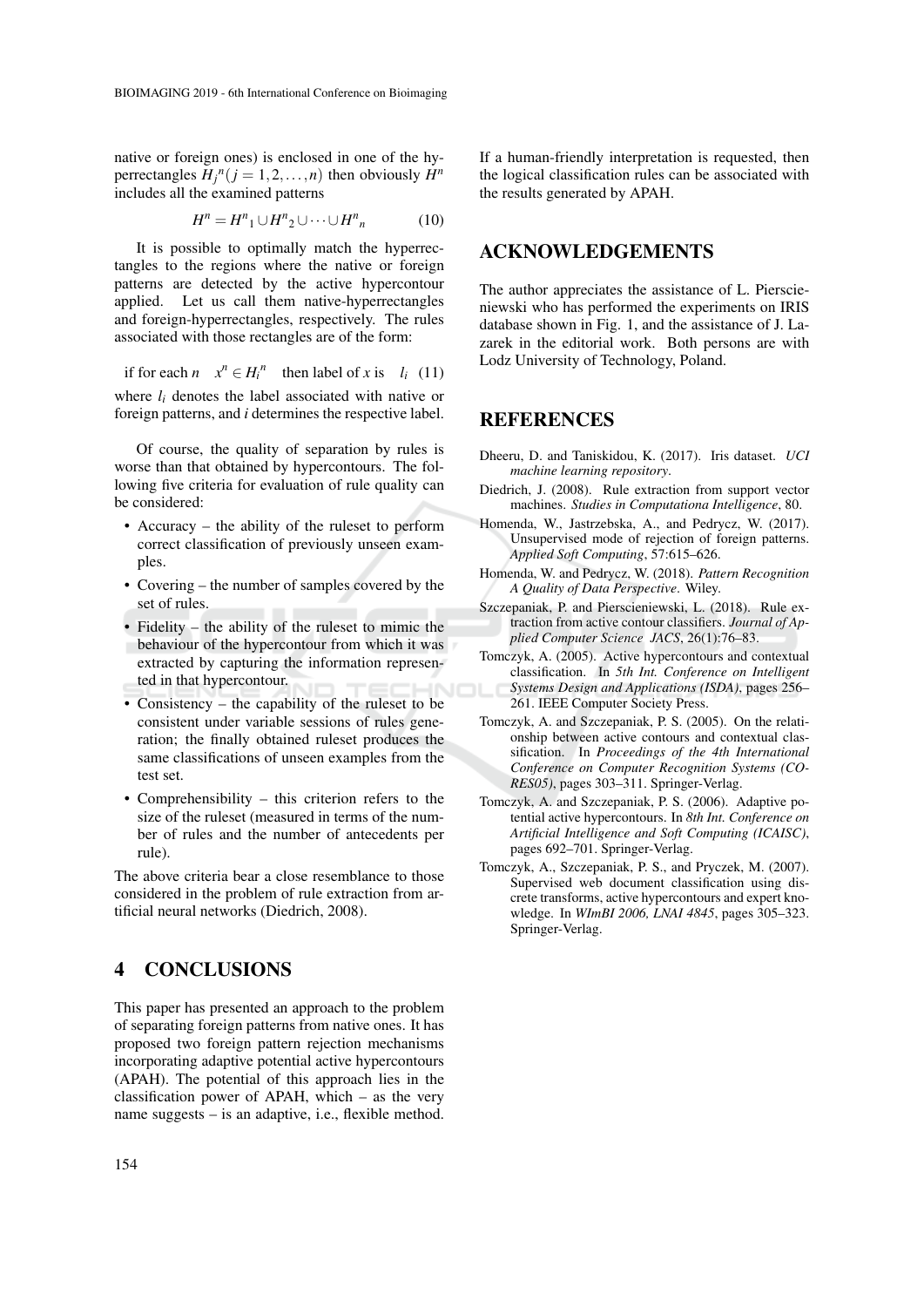native or foreign ones) is enclosed in one of the hyperrectangles ${H_j}^n (j = 1, 2, \ldots, n)$ then obviously $H^n$ includes all the examined patterns

$$H^n = {H^n}_1 \cup {H^n}_2 \cup \cdots \cup {H^n}_n \tag{10}$$

It is possible to optimally match the hyperrectangles to the regions where the native or foreign patterns are detected by the active hypercontour applied. Let us call them native-hyperrectangles and foreign-hyperrectangles, respectively. The rules associated with those rectangles are of the form:

$$\text{if for each } n \quad x^n \in {H_i}^n \quad \text{then label of } x \text{ is} \quad l_i \tag{11}$$

where $l_i$ denotes the label associated with native or foreign patterns, and $i$ determines the respective label.

Of course, the quality of separation by rules is worse than that obtained by hypercontours. The following five criteria for evaluation of rule quality can be considered:

- Accuracy – the ability of the ruleset to perform correct classification of previously unseen examples.
- Covering – the number of samples covered by the set of rules.
- Fidelity – the ability of the ruleset to mimic the behaviour of the hypercontour from which it was extracted by capturing the information represented in that hypercontour.
- Consistency – the capability of the ruleset to be consistent under variable sessions of rules generation; the finally obtained ruleset produces the same classifications of unseen examples from the test set.
- Comprehensibility – this criterion refers to the size of the ruleset (measured in terms of the number of rules and the number of antecedents per rule).

The above criteria bear a close resemblance to those considered in the problem of rule extraction from artificial neural networks (Diedrich, 2008).

## 4 CONCLUSIONS

This paper has presented an approach to the problem of separating foreign patterns from native ones. It has proposed two foreign pattern rejection mechanisms incorporating adaptive potential active hypercontours (APAH). The potential of this approach lies in the classification power of APAH, which – as the very name suggests – is an adaptive, i.e., flexible method. If a human-friendly interpretation is requested, then the logical classification rules can be associated with the results generated by APAH.

## ACKNOWLEDGEMENTS

The author appreciates the assistance of L. Pierscieniewski who has performed the experiments on IRIS database shown in Fig. 1, and the assistance of J. Lazarek in the editorial work. Both persons are with Lodz University of Technology, Poland.

## REFERENCES

Dheeru, D. and Taniskidou, K. (2017). Iris dataset. *UCI machine learning repository*.

Diedrich, J. (2008). Rule extraction from support vector machines. *Studies in Computationa Intelligence*, 80.

Homenda, W., Jastrzebska, A., and Pedrycz, W. (2017). Unsupervised mode of rejection of foreign patterns. *Applied Soft Computing*, 57:615–626.

Homenda, W. and Pedrycz, W. (2018). *Pattern Recognition A Quality of Data Perspective*. Wiley.

Szczepaniak, P. and Pierscieniewski, L. (2018). Rule extraction from active contour classifiers. *Journal of Applied Computer Science JACS*, 26(1):76–83.

Tomczyk, A. (2005). Active hypercontours and contextual classification. In *5th Int. Conference on Intelligent Systems Design and Applications (ISDA)*, pages 256–261. IEEE Computer Society Press.

Tomczyk, A. and Szczepaniak, P. S. (2005). On the relationship between active contours and contextual classification. In *Proceedings of the 4th International Conference on Computer Recognition Systems (CORES05)*, pages 303–311. Springer-Verlag.

Tomczyk, A. and Szczepaniak, P. S. (2006). Adaptive potential active hypercontours. In *8th Int. Conference on Artificial Intelligence and Soft Computing (ICAISC)*, pages 692–701. Springer-Verlag.

Tomczyk, A., Szczepaniak, P. S., and Pryczek, M. (2007). Supervised web document classification using discrete transforms, active hypercontours and expert knowledge. In *WImBI 2006, LNAI 4845*, pages 305–323. Springer-Verlag.